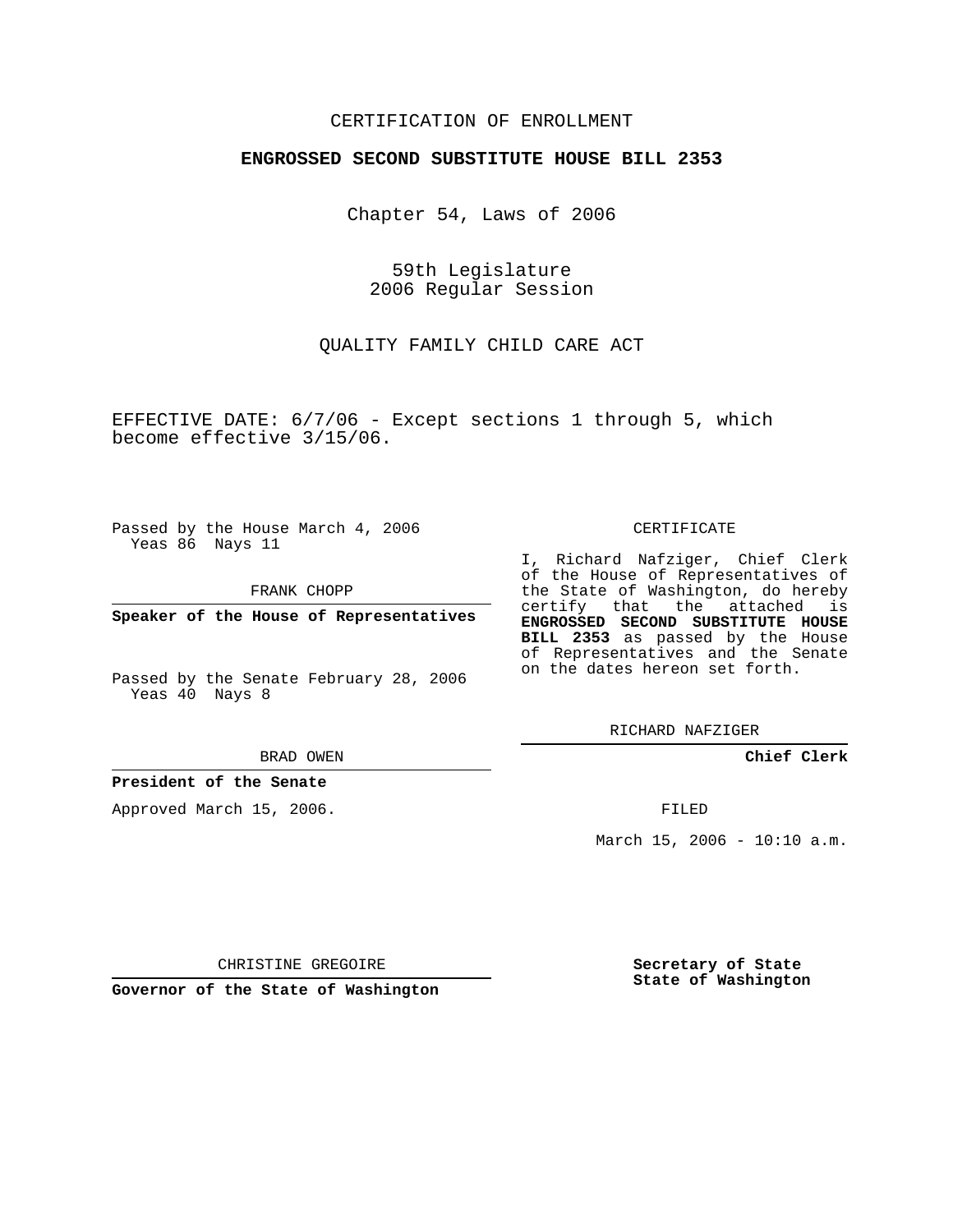CERTIFICATION OF ENROLLMENT

**ENGROSSED SECOND SUBSTITUTE HOUSE BILL 2353**

Chapter 54, Laws of 2006

59th Legislature
2006 Regular Session

QUALITY FAMILY CHILD CARE ACT

EFFECTIVE DATE: 6/7/06 - Except sections 1 through 5, which become effective 3/15/06.

Passed by the House March 4, 2006
Yeas 86 Nays 11

FRANK CHOPP

**Speaker of the House of Representatives**

Passed by the Senate February 28, 2006
Yeas 40 Nays 8

BRAD OWEN

**President of the Senate**

Approved March 15, 2006.

CHRISTINE GREGOIRE

**Governor of the State of Washington**

CERTIFICATE

I, Richard Nafziger, Chief Clerk of the House of Representatives of the State of Washington, do hereby certify that the attached is **ENGROSSED SECOND SUBSTITUTE HOUSE BILL 2353** as passed by the House of Representatives and the Senate on the dates hereon set forth.

RICHARD NAFZIGER

**Chief Clerk**

FILED

March 15, 2006 - 10:10 a.m.

**Secretary of State**
**State of Washington**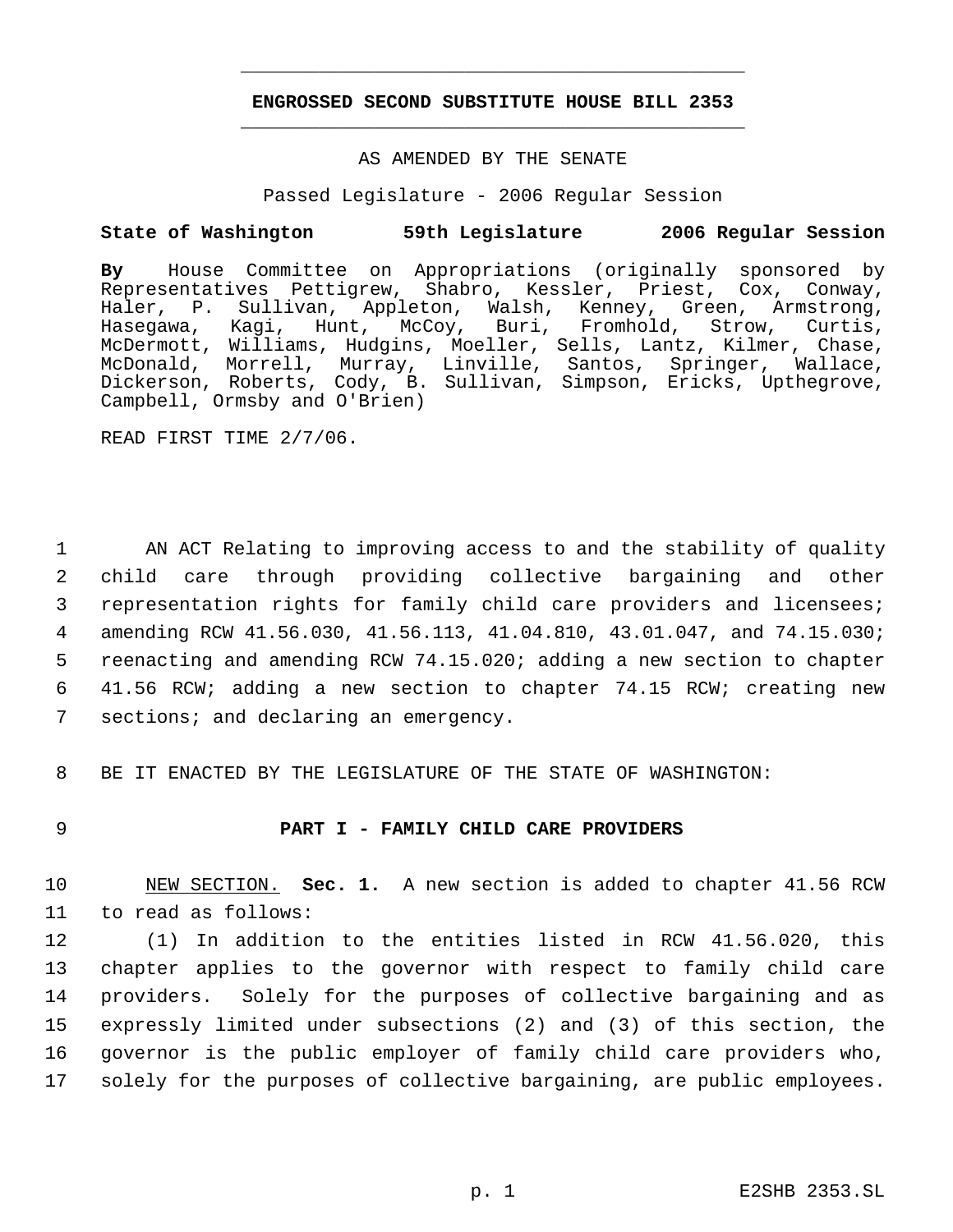## ENGROSSED SECOND SUBSTITUTE HOUSE BILL 2353

AS AMENDED BY THE SENATE

Passed Legislature - 2006 Regular Session

**State of Washington 59th Legislature 2006 Regular Session**

**By** House Committee on Appropriations (originally sponsored by Representatives Pettigrew, Shabro, Kessler, Priest, Cox, Conway, Haler, P. Sullivan, Appleton, Walsh, Kenney, Green, Armstrong, Hasegawa, Kagi, Hunt, McCoy, Buri, Fromhold, Strow, Curtis, McDermott, Williams, Hudgins, Moeller, Sells, Lantz, Kilmer, Chase, McDonald, Morrell, Murray, Linville, Santos, Springer, Wallace, Dickerson, Roberts, Cody, B. Sullivan, Simpson, Ericks, Upthegrove, Campbell, Ormsby and O'Brien)

READ FIRST TIME 2/7/06.

AN ACT Relating to improving access to and the stability of quality child care through providing collective bargaining and other representation rights for family child care providers and licensees; amending RCW 41.56.030, 41.56.113, 41.04.810, 43.01.047, and 74.15.030; reenacting and amending RCW 74.15.020; adding a new section to chapter 41.56 RCW; adding a new section to chapter 74.15 RCW; creating new sections; and declaring an emergency.

BE IT ENACTED BY THE LEGISLATURE OF THE STATE OF WASHINGTON:

### PART I - FAMILY CHILD CARE PROVIDERS

NEW SECTION. **Sec. 1.** A new section is added to chapter 41.56 RCW to read as follows:

(1) In addition to the entities listed in RCW 41.56.020, this chapter applies to the governor with respect to family child care providers. Solely for the purposes of collective bargaining and as expressly limited under subsections (2) and (3) of this section, the governor is the public employer of family child care providers who, solely for the purposes of collective bargaining, are public employees.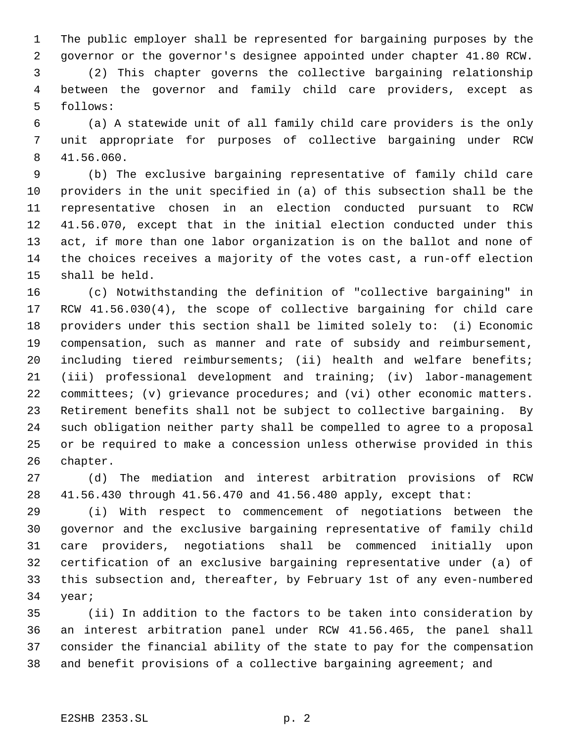The public employer shall be represented for bargaining purposes by the governor or the governor's designee appointed under chapter 41.80 RCW.

(2) This chapter governs the collective bargaining relationship between the governor and family child care providers, except as follows:

(a) A statewide unit of all family child care providers is the only unit appropriate for purposes of collective bargaining under RCW 41.56.060.

(b) The exclusive bargaining representative of family child care providers in the unit specified in (a) of this subsection shall be the representative chosen in an election conducted pursuant to RCW 41.56.070, except that in the initial election conducted under this act, if more than one labor organization is on the ballot and none of the choices receives a majority of the votes cast, a run-off election shall be held.

(c) Notwithstanding the definition of "collective bargaining" in RCW 41.56.030(4), the scope of collective bargaining for child care providers under this section shall be limited solely to: (i) Economic compensation, such as manner and rate of subsidy and reimbursement, including tiered reimbursements; (ii) health and welfare benefits; (iii) professional development and training; (iv) labor-management committees; (v) grievance procedures; and (vi) other economic matters. Retirement benefits shall not be subject to collective bargaining. By such obligation neither party shall be compelled to agree to a proposal or be required to make a concession unless otherwise provided in this chapter.

(d) The mediation and interest arbitration provisions of RCW 41.56.430 through 41.56.470 and 41.56.480 apply, except that:

(i) With respect to commencement of negotiations between the governor and the exclusive bargaining representative of family child care providers, negotiations shall be commenced initially upon certification of an exclusive bargaining representative under (a) of this subsection and, thereafter, by February 1st of any even-numbered year;

(ii) In addition to the factors to be taken into consideration by an interest arbitration panel under RCW 41.56.465, the panel shall consider the financial ability of the state to pay for the compensation and benefit provisions of a collective bargaining agreement; and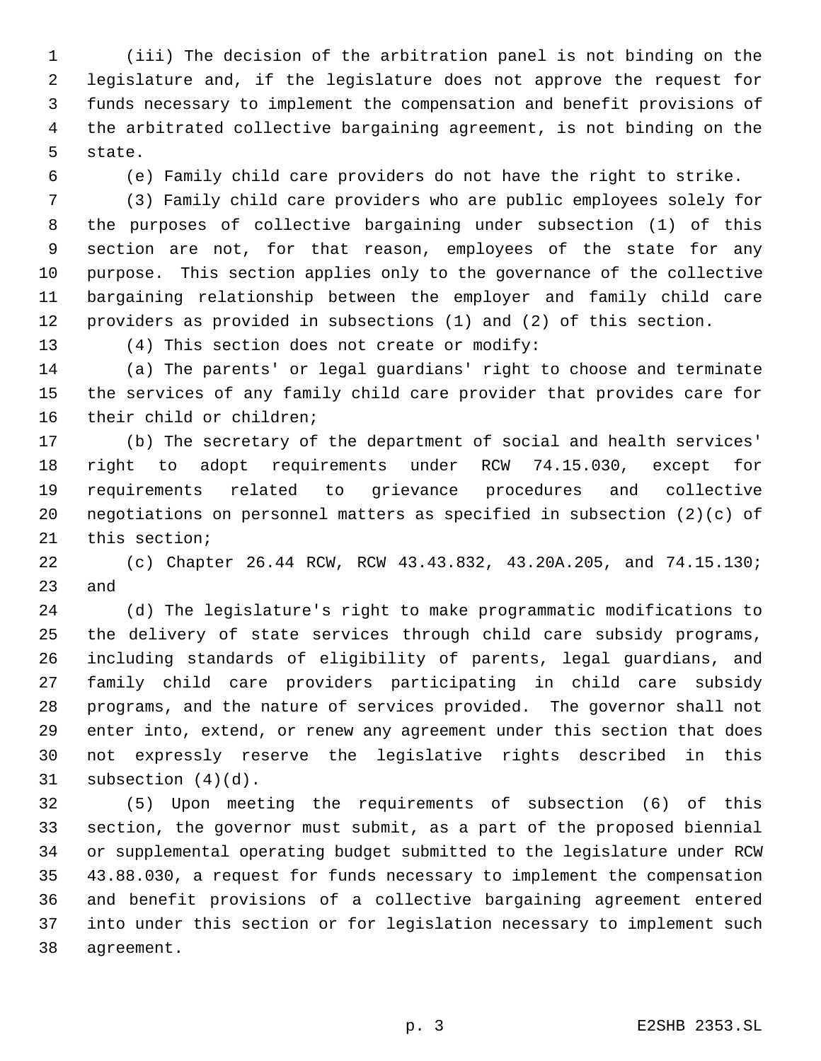(iii) The decision of the arbitration panel is not binding on the legislature and, if the legislature does not approve the request for funds necessary to implement the compensation and benefit provisions of the arbitrated collective bargaining agreement, is not binding on the state.

(e) Family child care providers do not have the right to strike.

(3) Family child care providers who are public employees solely for the purposes of collective bargaining under subsection (1) of this section are not, for that reason, employees of the state for any purpose. This section applies only to the governance of the collective bargaining relationship between the employer and family child care providers as provided in subsections (1) and (2) of this section.

(4) This section does not create or modify:

(a) The parents' or legal guardians' right to choose and terminate the services of any family child care provider that provides care for their child or children;

(b) The secretary of the department of social and health services' right to adopt requirements under RCW 74.15.030, except for requirements related to grievance procedures and collective negotiations on personnel matters as specified in subsection (2)(c) of this section;

(c) Chapter 26.44 RCW, RCW 43.43.832, 43.20A.205, and 74.15.130; and

(d) The legislature's right to make programmatic modifications to the delivery of state services through child care subsidy programs, including standards of eligibility of parents, legal guardians, and family child care providers participating in child care subsidy programs, and the nature of services provided. The governor shall not enter into, extend, or renew any agreement under this section that does not expressly reserve the legislative rights described in this subsection (4)(d).

(5) Upon meeting the requirements of subsection (6) of this section, the governor must submit, as a part of the proposed biennial or supplemental operating budget submitted to the legislature under RCW 43.88.030, a request for funds necessary to implement the compensation and benefit provisions of a collective bargaining agreement entered into under this section or for legislation necessary to implement such agreement.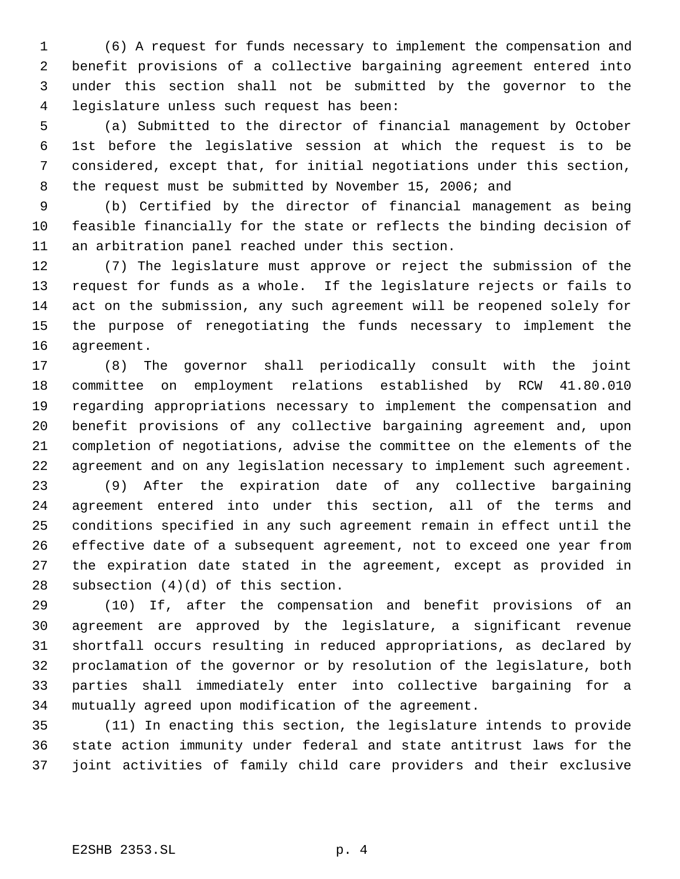(6) A request for funds necessary to implement the compensation and benefit provisions of a collective bargaining agreement entered into under this section shall not be submitted by the governor to the legislature unless such request has been:

(a) Submitted to the director of financial management by October 1st before the legislative session at which the request is to be considered, except that, for initial negotiations under this section, the request must be submitted by November 15, 2006; and

(b) Certified by the director of financial management as being feasible financially for the state or reflects the binding decision of an arbitration panel reached under this section.

(7) The legislature must approve or reject the submission of the request for funds as a whole. If the legislature rejects or fails to act on the submission, any such agreement will be reopened solely for the purpose of renegotiating the funds necessary to implement the agreement.

(8) The governor shall periodically consult with the joint committee on employment relations established by RCW 41.80.010 regarding appropriations necessary to implement the compensation and benefit provisions of any collective bargaining agreement and, upon completion of negotiations, advise the committee on the elements of the agreement and on any legislation necessary to implement such agreement.

(9) After the expiration date of any collective bargaining agreement entered into under this section, all of the terms and conditions specified in any such agreement remain in effect until the effective date of a subsequent agreement, not to exceed one year from the expiration date stated in the agreement, except as provided in subsection (4)(d) of this section.

(10) If, after the compensation and benefit provisions of an agreement are approved by the legislature, a significant revenue shortfall occurs resulting in reduced appropriations, as declared by proclamation of the governor or by resolution of the legislature, both parties shall immediately enter into collective bargaining for a mutually agreed upon modification of the agreement.

(11) In enacting this section, the legislature intends to provide state action immunity under federal and state antitrust laws for the joint activities of family child care providers and their exclusive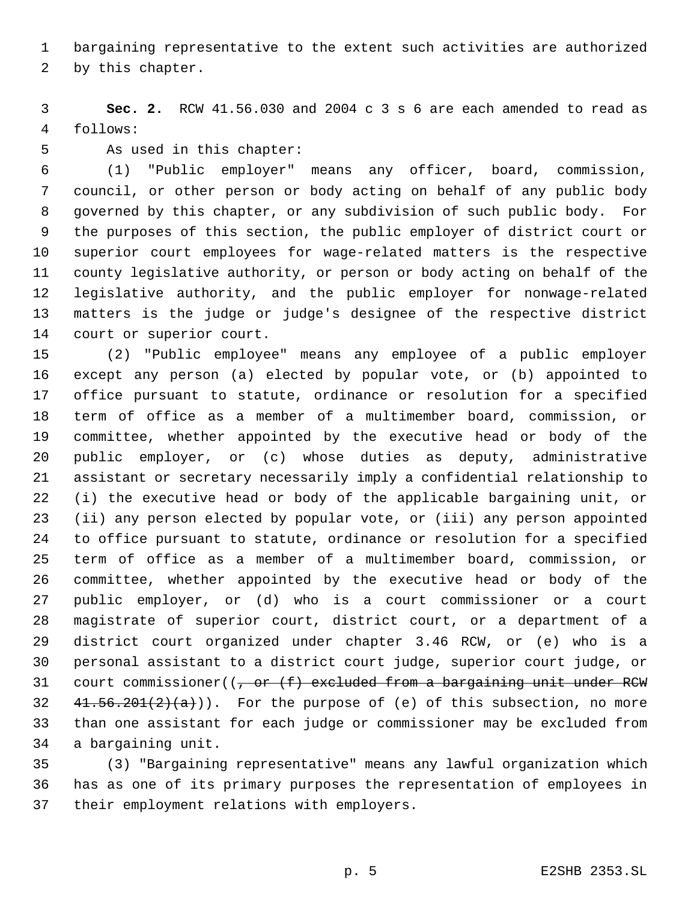bargaining representative to the extent such activities are authorized by this chapter.

**Sec. 2.** RCW 41.56.030 and 2004 c 3 s 6 are each amended to read as follows:

As used in this chapter:

(1) "Public employer" means any officer, board, commission, council, or other person or body acting on behalf of any public body governed by this chapter, or any subdivision of such public body. For the purposes of this section, the public employer of district court or superior court employees for wage-related matters is the respective county legislative authority, or person or body acting on behalf of the legislative authority, and the public employer for nonwage-related matters is the judge or judge's designee of the respective district court or superior court.

(2) "Public employee" means any employee of a public employer except any person (a) elected by popular vote, or (b) appointed to office pursuant to statute, ordinance or resolution for a specified term of office as a member of a multimember board, commission, or committee, whether appointed by the executive head or body of the public employer, or (c) whose duties as deputy, administrative assistant or secretary necessarily imply a confidential relationship to (i) the executive head or body of the applicable bargaining unit, or (ii) any person elected by popular vote, or (iii) any person appointed to office pursuant to statute, ordinance or resolution for a specified term of office as a member of a multimember board, commission, or committee, whether appointed by the executive head or body of the public employer, or (d) who is a court commissioner or a court magistrate of superior court, district court, or a department of a district court organized under chapter 3.46 RCW, or (e) who is a personal assistant to a district court judge, superior court judge, or court commissioner((~~, or (f) excluded from a bargaining unit under RCW 41.56.201(2)(a)~~)). For the purpose of (e) of this subsection, no more than one assistant for each judge or commissioner may be excluded from a bargaining unit.

(3) "Bargaining representative" means any lawful organization which has as one of its primary purposes the representation of employees in their employment relations with employers.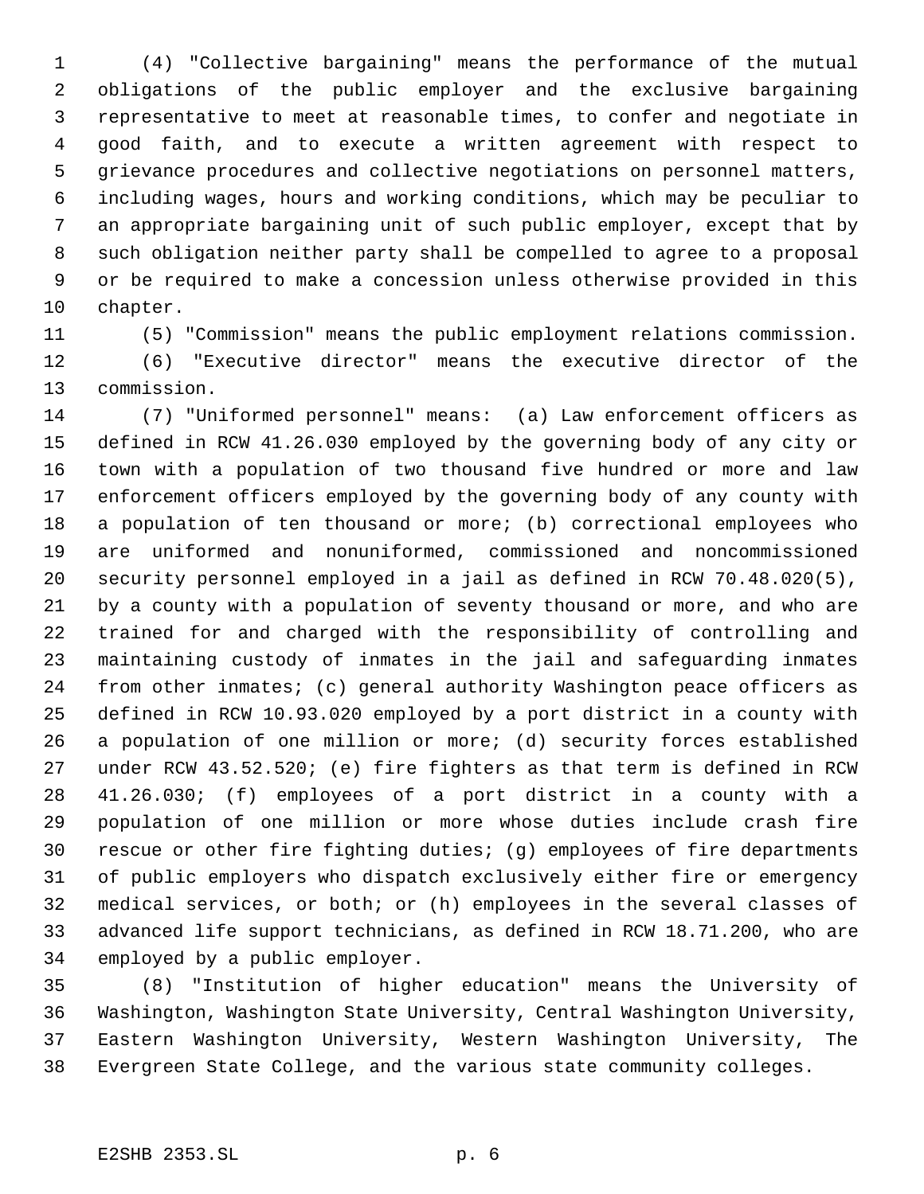(4) "Collective bargaining" means the performance of the mutual obligations of the public employer and the exclusive bargaining representative to meet at reasonable times, to confer and negotiate in good faith, and to execute a written agreement with respect to grievance procedures and collective negotiations on personnel matters, including wages, hours and working conditions, which may be peculiar to an appropriate bargaining unit of such public employer, except that by such obligation neither party shall be compelled to agree to a proposal or be required to make a concession unless otherwise provided in this chapter.

(5) "Commission" means the public employment relations commission.

(6) "Executive director" means the executive director of the commission.

(7) "Uniformed personnel" means: (a) Law enforcement officers as defined in RCW 41.26.030 employed by the governing body of any city or town with a population of two thousand five hundred or more and law enforcement officers employed by the governing body of any county with a population of ten thousand or more; (b) correctional employees who are uniformed and nonuniformed, commissioned and noncommissioned security personnel employed in a jail as defined in RCW 70.48.020(5), by a county with a population of seventy thousand or more, and who are trained for and charged with the responsibility of controlling and maintaining custody of inmates in the jail and safeguarding inmates from other inmates; (c) general authority Washington peace officers as defined in RCW 10.93.020 employed by a port district in a county with a population of one million or more; (d) security forces established under RCW 43.52.520; (e) fire fighters as that term is defined in RCW 41.26.030; (f) employees of a port district in a county with a population of one million or more whose duties include crash fire rescue or other fire fighting duties; (g) employees of fire departments of public employers who dispatch exclusively either fire or emergency medical services, or both; or (h) employees in the several classes of advanced life support technicians, as defined in RCW 18.71.200, who are employed by a public employer.

(8) "Institution of higher education" means the University of Washington, Washington State University, Central Washington University, Eastern Washington University, Western Washington University, The Evergreen State College, and the various state community colleges.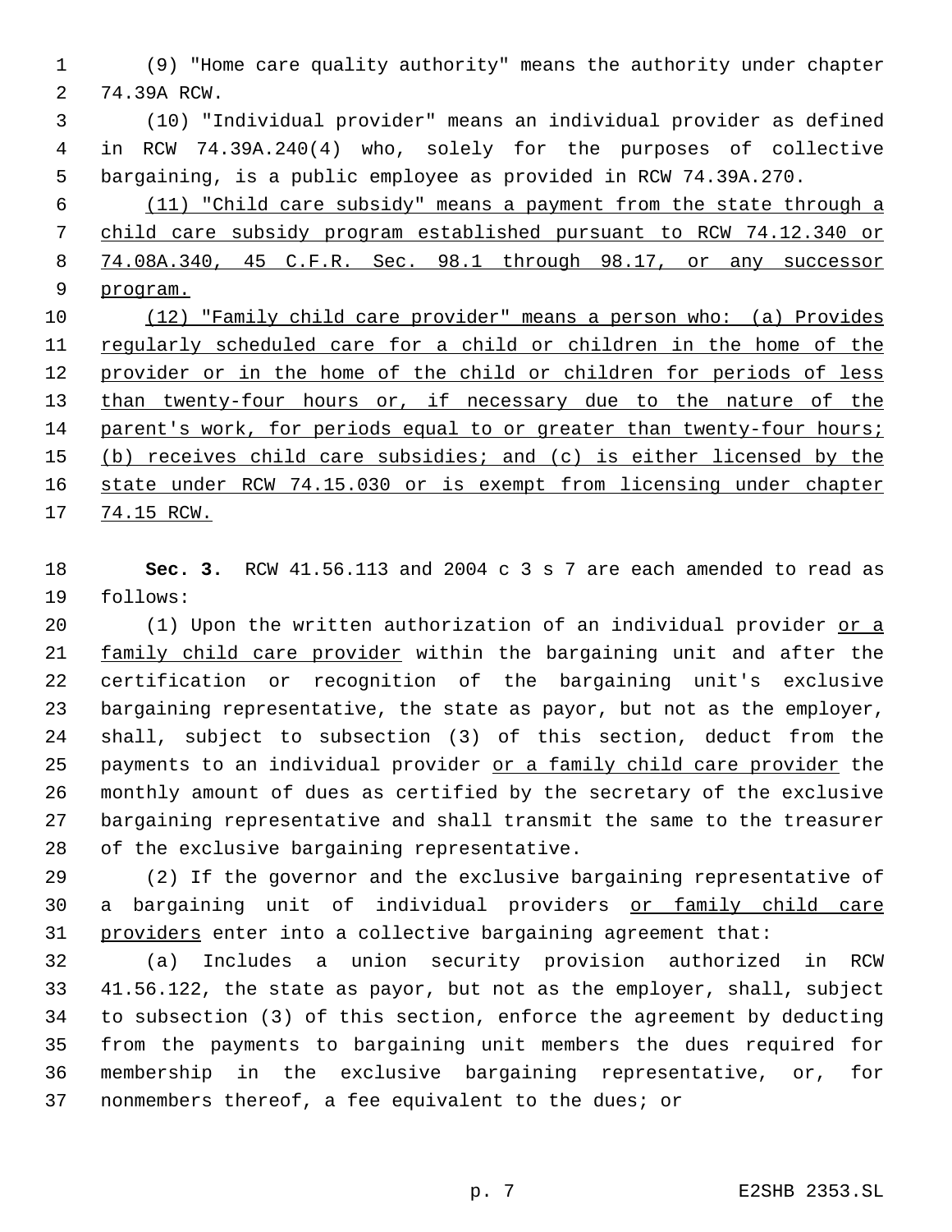(9) "Home care quality authority" means the authority under chapter 74.39A RCW.

(10) "Individual provider" means an individual provider as defined in RCW 74.39A.240(4) who, solely for the purposes of collective bargaining, is a public employee as provided in RCW 74.39A.270.

(11) "Child care subsidy" means a payment from the state through a child care subsidy program established pursuant to RCW 74.12.340 or 74.08A.340, 45 C.F.R. Sec. 98.1 through 98.17, or any successor program.

(12) "Family child care provider" means a person who: (a) Provides regularly scheduled care for a child or children in the home of the provider or in the home of the child or children for periods of less than twenty-four hours or, if necessary due to the nature of the parent's work, for periods equal to or greater than twenty-four hours; (b) receives child care subsidies; and (c) is either licensed by the state under RCW 74.15.030 or is exempt from licensing under chapter 74.15 RCW.

**Sec. 3.** RCW 41.56.113 and 2004 c 3 s 7 are each amended to read as follows:

(1) Upon the written authorization of an individual provider or a family child care provider within the bargaining unit and after the certification or recognition of the bargaining unit's exclusive bargaining representative, the state as payor, but not as the employer, shall, subject to subsection (3) of this section, deduct from the payments to an individual provider or a family child care provider the monthly amount of dues as certified by the secretary of the exclusive bargaining representative and shall transmit the same to the treasurer of the exclusive bargaining representative.

(2) If the governor and the exclusive bargaining representative of a bargaining unit of individual providers or family child care providers enter into a collective bargaining agreement that:

(a) Includes a union security provision authorized in RCW 41.56.122, the state as payor, but not as the employer, shall, subject to subsection (3) of this section, enforce the agreement by deducting from the payments to bargaining unit members the dues required for membership in the exclusive bargaining representative, or, for nonmembers thereof, a fee equivalent to the dues; or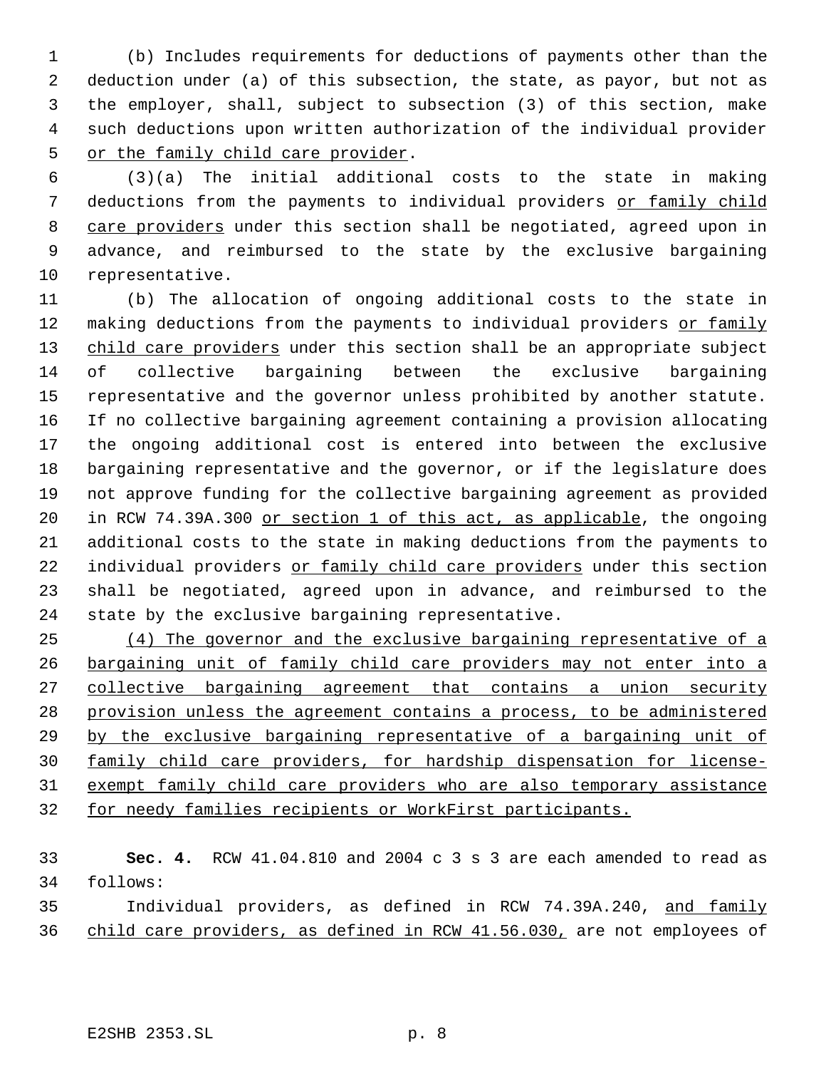(b) Includes requirements for deductions of payments other than the deduction under (a) of this subsection, the state, as payor, but not as the employer, shall, subject to subsection (3) of this section, make such deductions upon written authorization of the individual provider <u>or the family child care provider</u>.

(3)(a) The initial additional costs to the state in making deductions from the payments to individual providers <u>or family child care providers</u> under this section shall be negotiated, agreed upon in advance, and reimbursed to the state by the exclusive bargaining representative.

(b) The allocation of ongoing additional costs to the state in making deductions from the payments to individual providers <u>or family child care providers</u> under this section shall be an appropriate subject of collective bargaining between the exclusive bargaining representative and the governor unless prohibited by another statute. If no collective bargaining agreement containing a provision allocating the ongoing additional cost is entered into between the exclusive bargaining representative and the governor, or if the legislature does not approve funding for the collective bargaining agreement as provided in RCW 74.39A.300 <u>or section 1 of this act, as applicable</u>, the ongoing additional costs to the state in making deductions from the payments to individual providers <u>or family child care providers</u> under this section shall be negotiated, agreed upon in advance, and reimbursed to the state by the exclusive bargaining representative.

<u>(4) The governor and the exclusive bargaining representative of a bargaining unit of family child care providers may not enter into a collective bargaining agreement that contains a union security provision unless the agreement contains a process, to be administered by the exclusive bargaining representative of a bargaining unit of family child care providers, for hardship dispensation for license-exempt family child care providers who are also temporary assistance for needy families recipients or WorkFirst participants.</u>

**Sec. 4.** RCW 41.04.810 and 2004 c 3 s 3 are each amended to read as follows:

Individual providers, as defined in RCW 74.39A.240, <u>and family child care providers, as defined in RCW 41.56.030,</u> are not employees of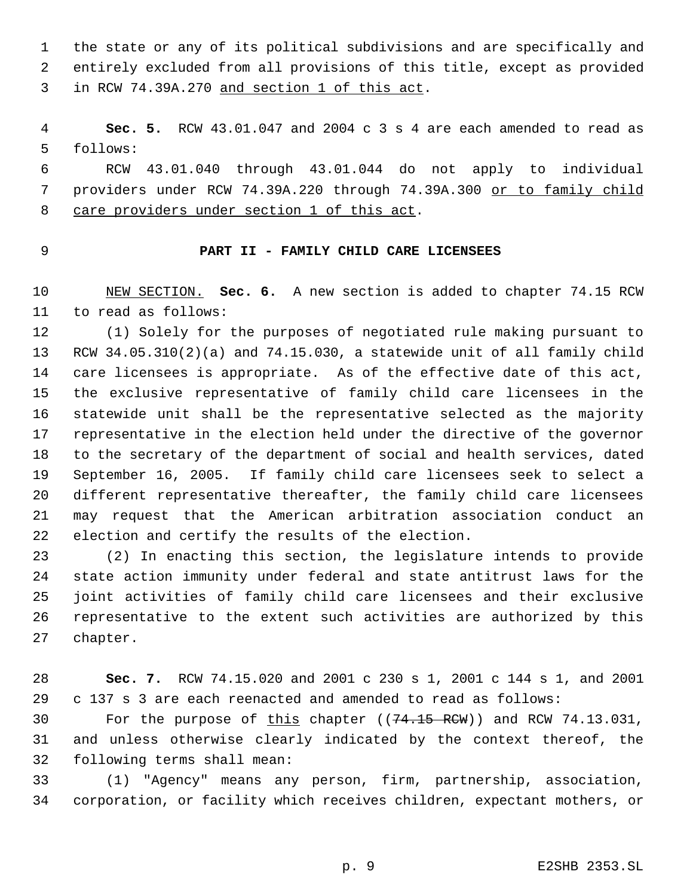the state or any of its political subdivisions and are specifically and entirely excluded from all provisions of this title, except as provided in RCW 74.39A.270 <u>and section 1 of this act</u>.

**Sec. 5.** RCW 43.01.047 and 2004 c 3 s 4 are each amended to read as follows:

RCW 43.01.040 through 43.01.044 do not apply to individual providers under RCW 74.39A.220 through 74.39A.300 <u>or to family child care providers under section 1 of this act</u>.

## PART II - FAMILY CHILD CARE LICENSEES

<u>NEW SECTION.</u> **Sec. 6.** A new section is added to chapter 74.15 RCW to read as follows:

(1) Solely for the purposes of negotiated rule making pursuant to RCW 34.05.310(2)(a) and 74.15.030, a statewide unit of all family child care licensees is appropriate. As of the effective date of this act, the exclusive representative of family child care licensees in the statewide unit shall be the representative selected as the majority representative in the election held under the directive of the governor to the secretary of the department of social and health services, dated September 16, 2005. If family child care licensees seek to select a different representative thereafter, the family child care licensees may request that the American arbitration association conduct an election and certify the results of the election.

(2) In enacting this section, the legislature intends to provide state action immunity under federal and state antitrust laws for the joint activities of family child care licensees and their exclusive representative to the extent such activities are authorized by this chapter.

**Sec. 7.** RCW 74.15.020 and 2001 c 230 s 1, 2001 c 144 s 1, and 2001 c 137 s 3 are each reenacted and amended to read as follows:

For the purpose of <u>this</u> chapter ((~~74.15 RCW~~)) and RCW 74.13.031, and unless otherwise clearly indicated by the context thereof, the following terms shall mean:

(1) "Agency" means any person, firm, partnership, association, corporation, or facility which receives children, expectant mothers, or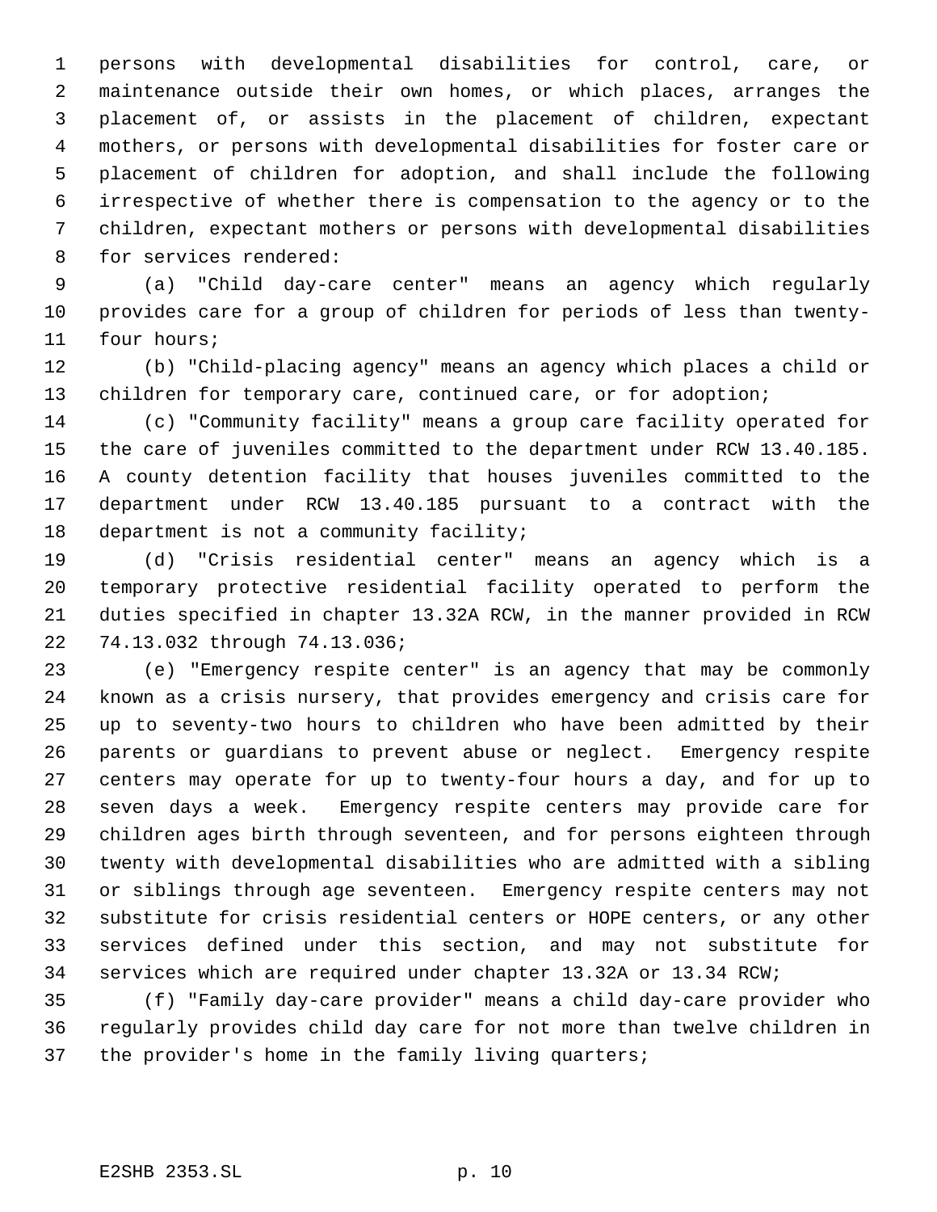persons with developmental disabilities for control, care, or maintenance outside their own homes, or which places, arranges the placement of, or assists in the placement of children, expectant mothers, or persons with developmental disabilities for foster care or placement of children for adoption, and shall include the following irrespective of whether there is compensation to the agency or to the children, expectant mothers or persons with developmental disabilities for services rendered:

(a) "Child day-care center" means an agency which regularly provides care for a group of children for periods of less than twenty-four hours;

(b) "Child-placing agency" means an agency which places a child or children for temporary care, continued care, or for adoption;

(c) "Community facility" means a group care facility operated for the care of juveniles committed to the department under RCW 13.40.185. A county detention facility that houses juveniles committed to the department under RCW 13.40.185 pursuant to a contract with the department is not a community facility;

(d) "Crisis residential center" means an agency which is a temporary protective residential facility operated to perform the duties specified in chapter 13.32A RCW, in the manner provided in RCW 74.13.032 through 74.13.036;

(e) "Emergency respite center" is an agency that may be commonly known as a crisis nursery, that provides emergency and crisis care for up to seventy-two hours to children who have been admitted by their parents or guardians to prevent abuse or neglect. Emergency respite centers may operate for up to twenty-four hours a day, and for up to seven days a week. Emergency respite centers may provide care for children ages birth through seventeen, and for persons eighteen through twenty with developmental disabilities who are admitted with a sibling or siblings through age seventeen. Emergency respite centers may not substitute for crisis residential centers or HOPE centers, or any other services defined under this section, and may not substitute for services which are required under chapter 13.32A or 13.34 RCW;

(f) "Family day-care provider" means a child day-care provider who regularly provides child day care for not more than twelve children in the provider's home in the family living quarters;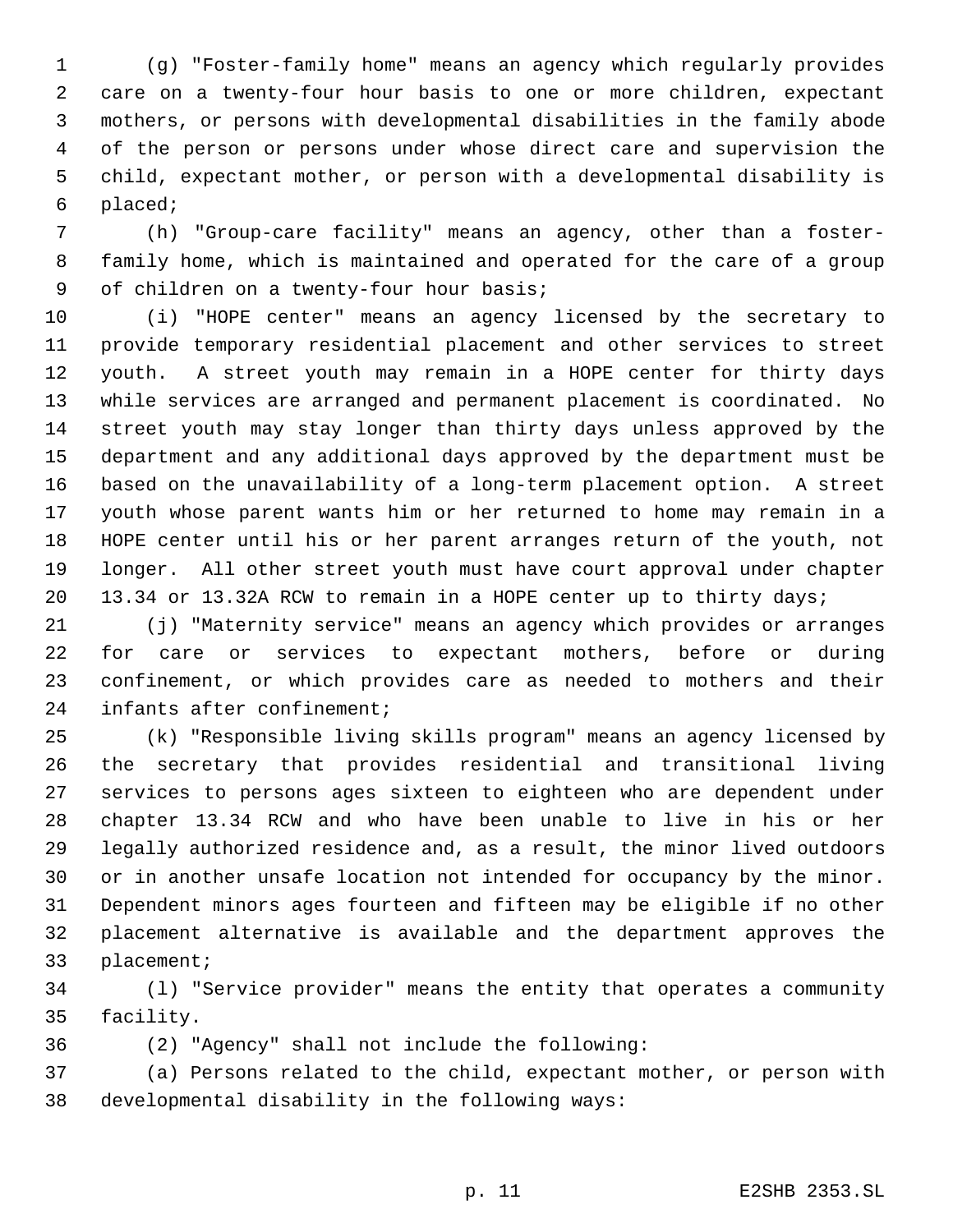(g) "Foster-family home" means an agency which regularly provides care on a twenty-four hour basis to one or more children, expectant mothers, or persons with developmental disabilities in the family abode of the person or persons under whose direct care and supervision the child, expectant mother, or person with a developmental disability is placed;

(h) "Group-care facility" means an agency, other than a foster-family home, which is maintained and operated for the care of a group of children on a twenty-four hour basis;

(i) "HOPE center" means an agency licensed by the secretary to provide temporary residential placement and other services to street youth. A street youth may remain in a HOPE center for thirty days while services are arranged and permanent placement is coordinated. No street youth may stay longer than thirty days unless approved by the department and any additional days approved by the department must be based on the unavailability of a long-term placement option. A street youth whose parent wants him or her returned to home may remain in a HOPE center until his or her parent arranges return of the youth, not longer. All other street youth must have court approval under chapter 13.34 or 13.32A RCW to remain in a HOPE center up to thirty days;

(j) "Maternity service" means an agency which provides or arranges for care or services to expectant mothers, before or during confinement, or which provides care as needed to mothers and their infants after confinement;

(k) "Responsible living skills program" means an agency licensed by the secretary that provides residential and transitional living services to persons ages sixteen to eighteen who are dependent under chapter 13.34 RCW and who have been unable to live in his or her legally authorized residence and, as a result, the minor lived outdoors or in another unsafe location not intended for occupancy by the minor. Dependent minors ages fourteen and fifteen may be eligible if no other placement alternative is available and the department approves the placement;

(l) "Service provider" means the entity that operates a community facility.

(2) "Agency" shall not include the following:

(a) Persons related to the child, expectant mother, or person with developmental disability in the following ways: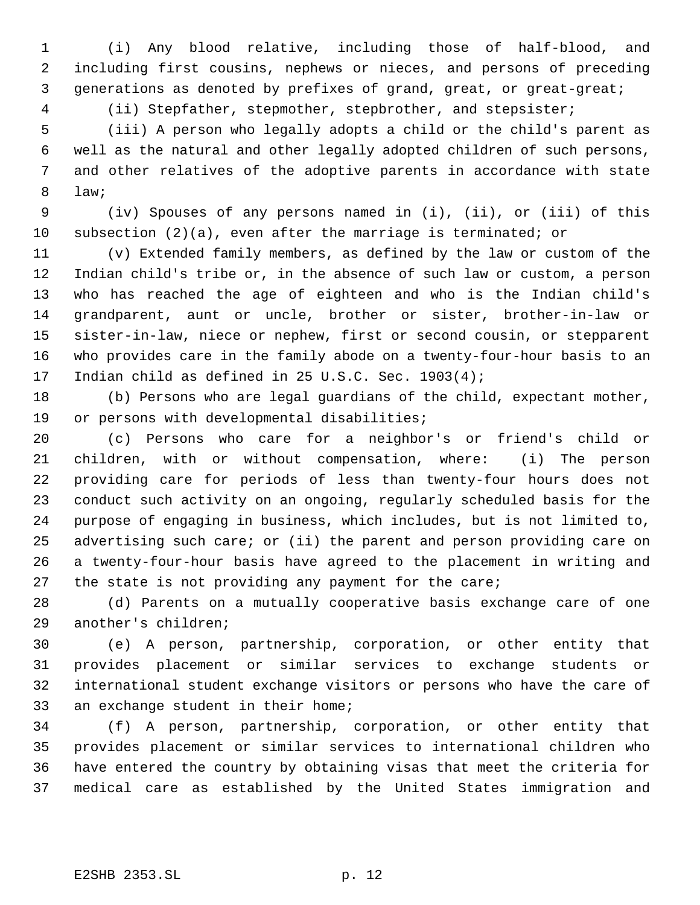(i) Any blood relative, including those of half-blood, and including first cousins, nephews or nieces, and persons of preceding generations as denoted by prefixes of grand, great, or great-great;

(ii) Stepfather, stepmother, stepbrother, and stepsister;

(iii) A person who legally adopts a child or the child's parent as well as the natural and other legally adopted children of such persons, and other relatives of the adoptive parents in accordance with state law;

(iv) Spouses of any persons named in (i), (ii), or (iii) of this subsection (2)(a), even after the marriage is terminated; or

(v) Extended family members, as defined by the law or custom of the Indian child's tribe or, in the absence of such law or custom, a person who has reached the age of eighteen and who is the Indian child's grandparent, aunt or uncle, brother or sister, brother-in-law or sister-in-law, niece or nephew, first or second cousin, or stepparent who provides care in the family abode on a twenty-four-hour basis to an Indian child as defined in 25 U.S.C. Sec. 1903(4);

(b) Persons who are legal guardians of the child, expectant mother, or persons with developmental disabilities;

(c) Persons who care for a neighbor's or friend's child or children, with or without compensation, where: (i) The person providing care for periods of less than twenty-four hours does not conduct such activity on an ongoing, regularly scheduled basis for the purpose of engaging in business, which includes, but is not limited to, advertising such care; or (ii) the parent and person providing care on a twenty-four-hour basis have agreed to the placement in writing and the state is not providing any payment for the care;

(d) Parents on a mutually cooperative basis exchange care of one another's children;

(e) A person, partnership, corporation, or other entity that provides placement or similar services to exchange students or international student exchange visitors or persons who have the care of an exchange student in their home;

(f) A person, partnership, corporation, or other entity that provides placement or similar services to international children who have entered the country by obtaining visas that meet the criteria for medical care as established by the United States immigration and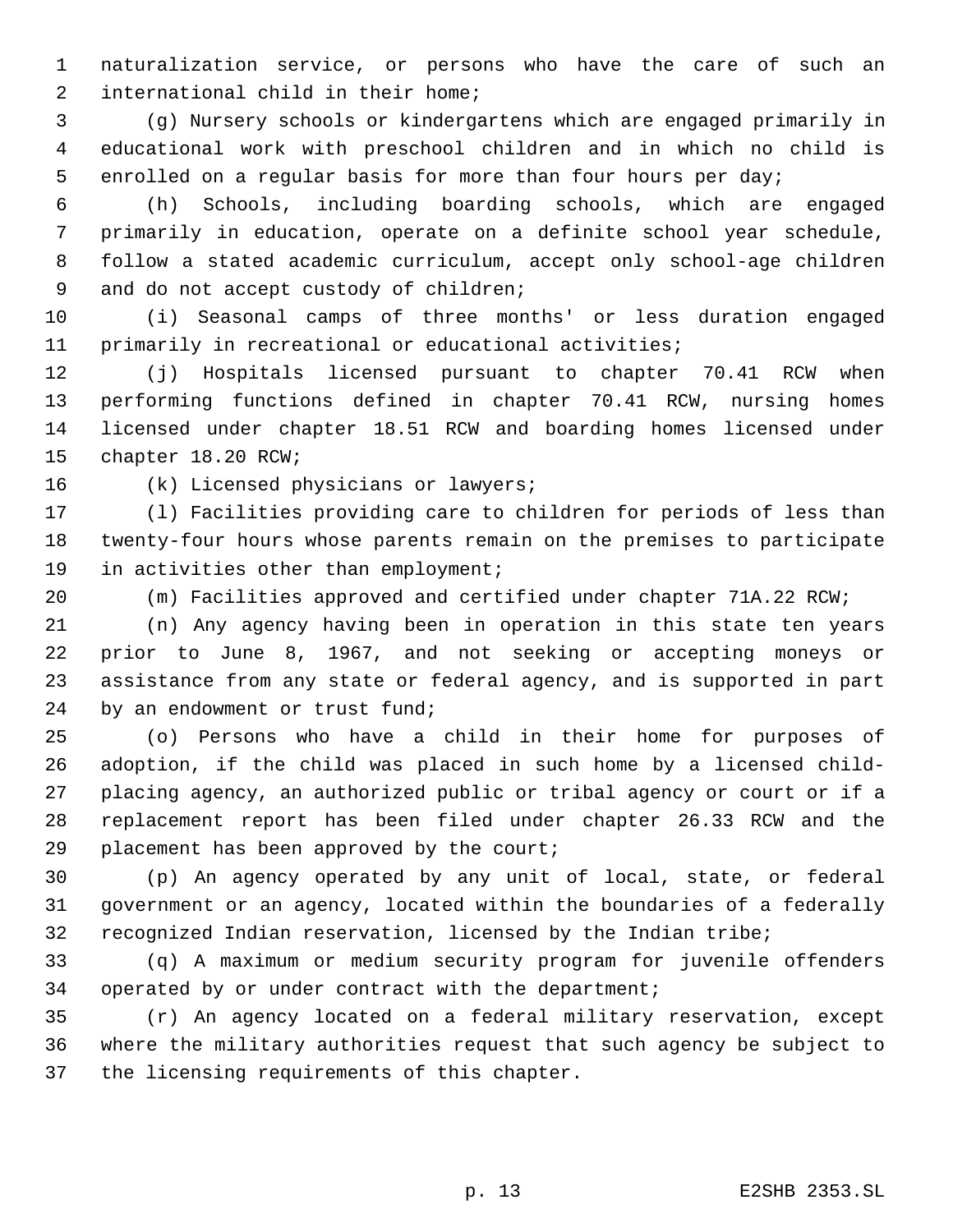naturalization service, or persons who have the care of such an international child in their home;

(g) Nursery schools or kindergartens which are engaged primarily in educational work with preschool children and in which no child is enrolled on a regular basis for more than four hours per day;

(h) Schools, including boarding schools, which are engaged primarily in education, operate on a definite school year schedule, follow a stated academic curriculum, accept only school-age children and do not accept custody of children;

(i) Seasonal camps of three months' or less duration engaged primarily in recreational or educational activities;

(j) Hospitals licensed pursuant to chapter 70.41 RCW when performing functions defined in chapter 70.41 RCW, nursing homes licensed under chapter 18.51 RCW and boarding homes licensed under chapter 18.20 RCW;

(k) Licensed physicians or lawyers;

(l) Facilities providing care to children for periods of less than twenty-four hours whose parents remain on the premises to participate in activities other than employment;

(m) Facilities approved and certified under chapter 71A.22 RCW;

(n) Any agency having been in operation in this state ten years prior to June 8, 1967, and not seeking or accepting moneys or assistance from any state or federal agency, and is supported in part by an endowment or trust fund;

(o) Persons who have a child in their home for purposes of adoption, if the child was placed in such home by a licensed child-placing agency, an authorized public or tribal agency or court or if a replacement report has been filed under chapter 26.33 RCW and the placement has been approved by the court;

(p) An agency operated by any unit of local, state, or federal government or an agency, located within the boundaries of a federally recognized Indian reservation, licensed by the Indian tribe;

(q) A maximum or medium security program for juvenile offenders operated by or under contract with the department;

(r) An agency located on a federal military reservation, except where the military authorities request that such agency be subject to the licensing requirements of this chapter.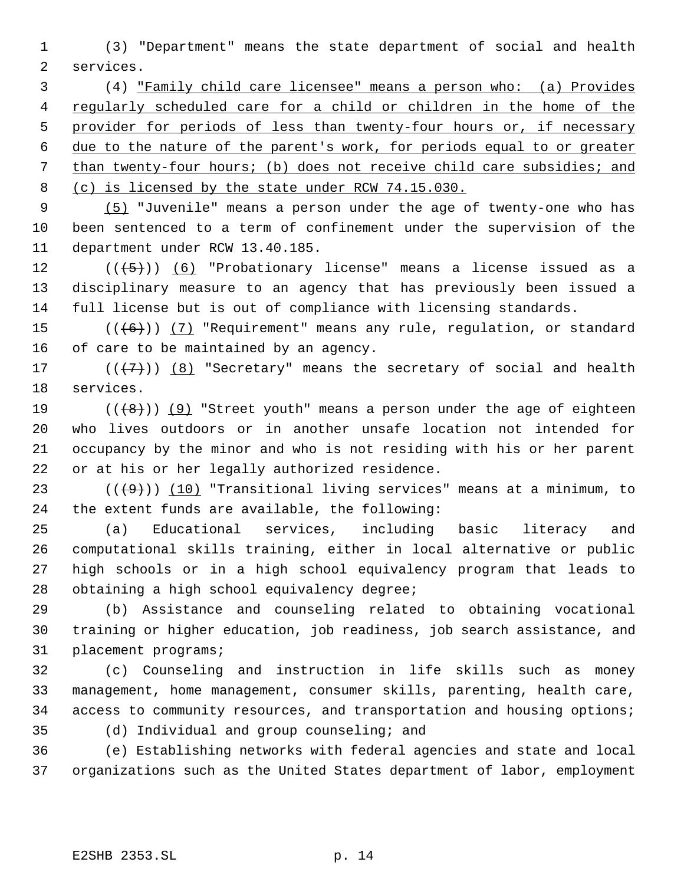(3) "Department" means the state department of social and health services.

(4) <u>"Family child care licensee" means a person who: (a) Provides regularly scheduled care for a child or children in the home of the provider for periods of less than twenty-four hours or, if necessary due to the nature of the parent's work, for periods equal to or greater than twenty-four hours; (b) does not receive child care subsidies; and (c) is licensed by the state under RCW 74.15.030.</u>

<u>(5)</u> "Juvenile" means a person under the age of twenty-one who has been sentenced to a term of confinement under the supervision of the department under RCW 13.40.185.

((~~(5)~~)) <u>(6)</u> "Probationary license" means a license issued as a disciplinary measure to an agency that has previously been issued a full license but is out of compliance with licensing standards.

((~~(6)~~)) <u>(7)</u> "Requirement" means any rule, regulation, or standard of care to be maintained by an agency.

((~~(7)~~)) <u>(8)</u> "Secretary" means the secretary of social and health services.

((~~(8)~~)) <u>(9)</u> "Street youth" means a person under the age of eighteen who lives outdoors or in another unsafe location not intended for occupancy by the minor and who is not residing with his or her parent or at his or her legally authorized residence.

((~~(9)~~)) <u>(10)</u> "Transitional living services" means at a minimum, to the extent funds are available, the following:

(a) Educational services, including basic literacy and computational skills training, either in local alternative or public high schools or in a high school equivalency program that leads to obtaining a high school equivalency degree;

(b) Assistance and counseling related to obtaining vocational training or higher education, job readiness, job search assistance, and placement programs;

(c) Counseling and instruction in life skills such as money management, home management, consumer skills, parenting, health care, access to community resources, and transportation and housing options;

(d) Individual and group counseling; and

(e) Establishing networks with federal agencies and state and local organizations such as the United States department of labor, employment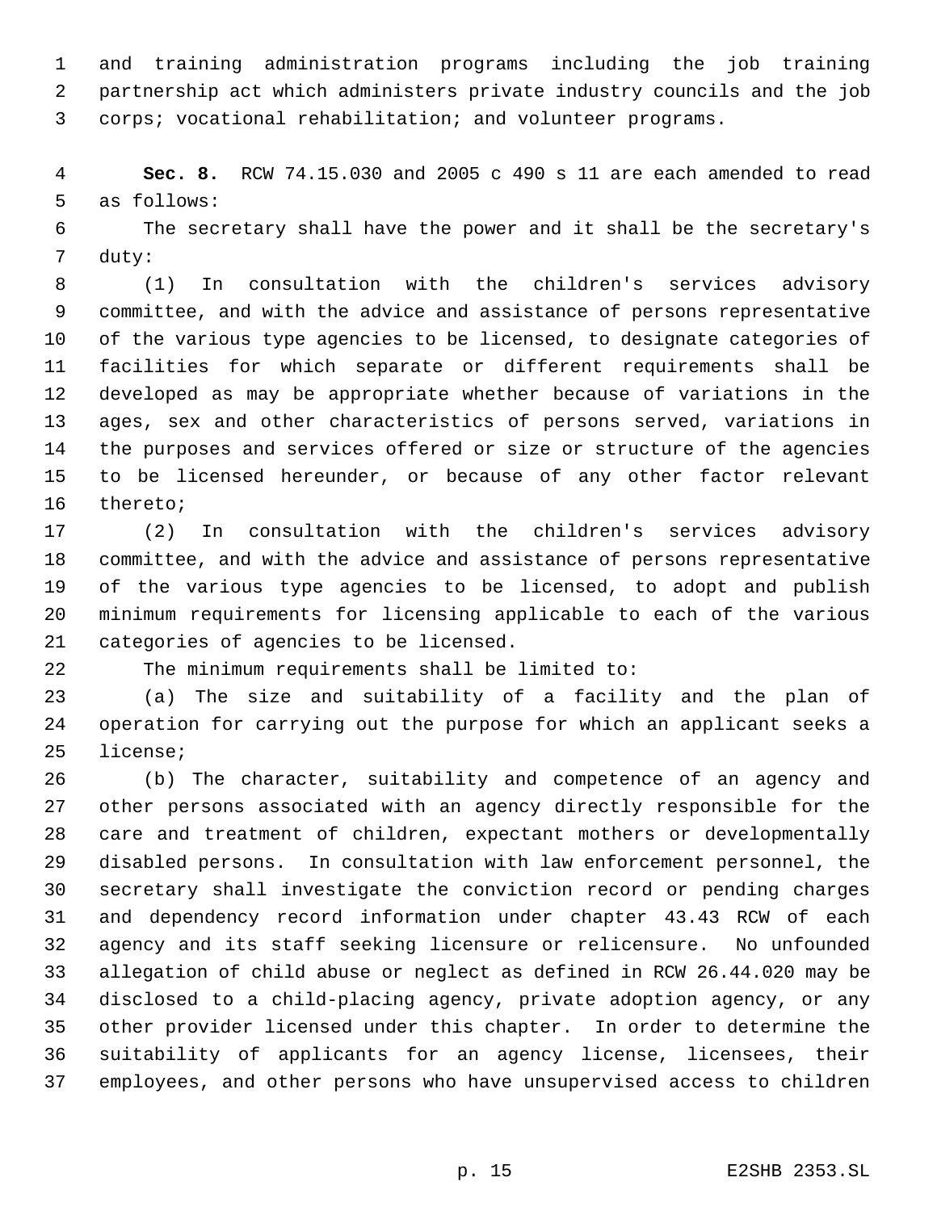and training administration programs including the job training partnership act which administers private industry councils and the job corps; vocational rehabilitation; and volunteer programs.

**Sec. 8.** RCW 74.15.030 and 2005 c 490 s 11 are each amended to read as follows:

The secretary shall have the power and it shall be the secretary's duty:

(1) In consultation with the children's services advisory committee, and with the advice and assistance of persons representative of the various type agencies to be licensed, to designate categories of facilities for which separate or different requirements shall be developed as may be appropriate whether because of variations in the ages, sex and other characteristics of persons served, variations in the purposes and services offered or size or structure of the agencies to be licensed hereunder, or because of any other factor relevant thereto;

(2) In consultation with the children's services advisory committee, and with the advice and assistance of persons representative of the various type agencies to be licensed, to adopt and publish minimum requirements for licensing applicable to each of the various categories of agencies to be licensed.

The minimum requirements shall be limited to:

(a) The size and suitability of a facility and the plan of operation for carrying out the purpose for which an applicant seeks a license;

(b) The character, suitability and competence of an agency and other persons associated with an agency directly responsible for the care and treatment of children, expectant mothers or developmentally disabled persons. In consultation with law enforcement personnel, the secretary shall investigate the conviction record or pending charges and dependency record information under chapter 43.43 RCW of each agency and its staff seeking licensure or relicensure. No unfounded allegation of child abuse or neglect as defined in RCW 26.44.020 may be disclosed to a child-placing agency, private adoption agency, or any other provider licensed under this chapter. In order to determine the suitability of applicants for an agency license, licensees, their employees, and other persons who have unsupervised access to children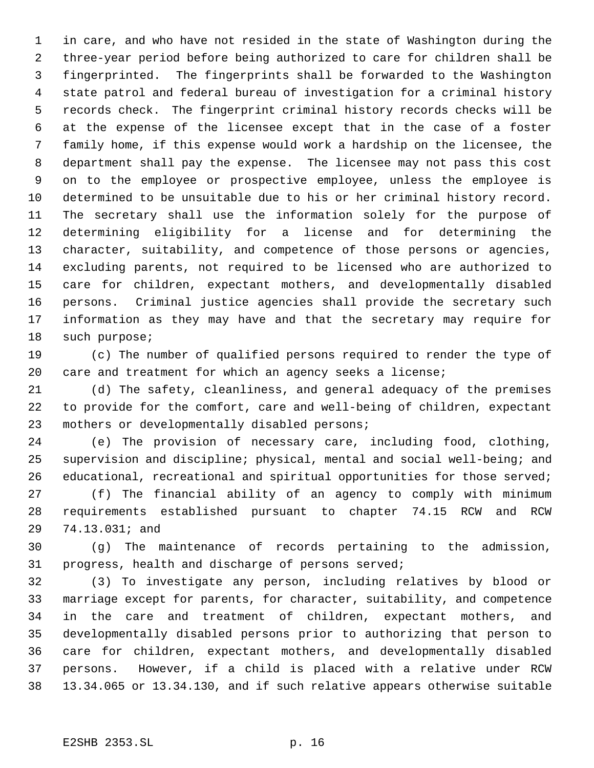in care, and who have not resided in the state of Washington during the three-year period before being authorized to care for children shall be fingerprinted. The fingerprints shall be forwarded to the Washington state patrol and federal bureau of investigation for a criminal history records check. The fingerprint criminal history records checks will be at the expense of the licensee except that in the case of a foster family home, if this expense would work a hardship on the licensee, the department shall pay the expense. The licensee may not pass this cost on to the employee or prospective employee, unless the employee is determined to be unsuitable due to his or her criminal history record. The secretary shall use the information solely for the purpose of determining eligibility for a license and for determining the character, suitability, and competence of those persons or agencies, excluding parents, not required to be licensed who are authorized to care for children, expectant mothers, and developmentally disabled persons. Criminal justice agencies shall provide the secretary such information as they may have and that the secretary may require for such purpose;

(c) The number of qualified persons required to render the type of care and treatment for which an agency seeks a license;

(d) The safety, cleanliness, and general adequacy of the premises to provide for the comfort, care and well-being of children, expectant mothers or developmentally disabled persons;

(e) The provision of necessary care, including food, clothing, supervision and discipline; physical, mental and social well-being; and educational, recreational and spiritual opportunities for those served;

(f) The financial ability of an agency to comply with minimum requirements established pursuant to chapter 74.15 RCW and RCW 74.13.031; and

(g) The maintenance of records pertaining to the admission, progress, health and discharge of persons served;

(3) To investigate any person, including relatives by blood or marriage except for parents, for character, suitability, and competence in the care and treatment of children, expectant mothers, and developmentally disabled persons prior to authorizing that person to care for children, expectant mothers, and developmentally disabled persons. However, if a child is placed with a relative under RCW 13.34.065 or 13.34.130, and if such relative appears otherwise suitable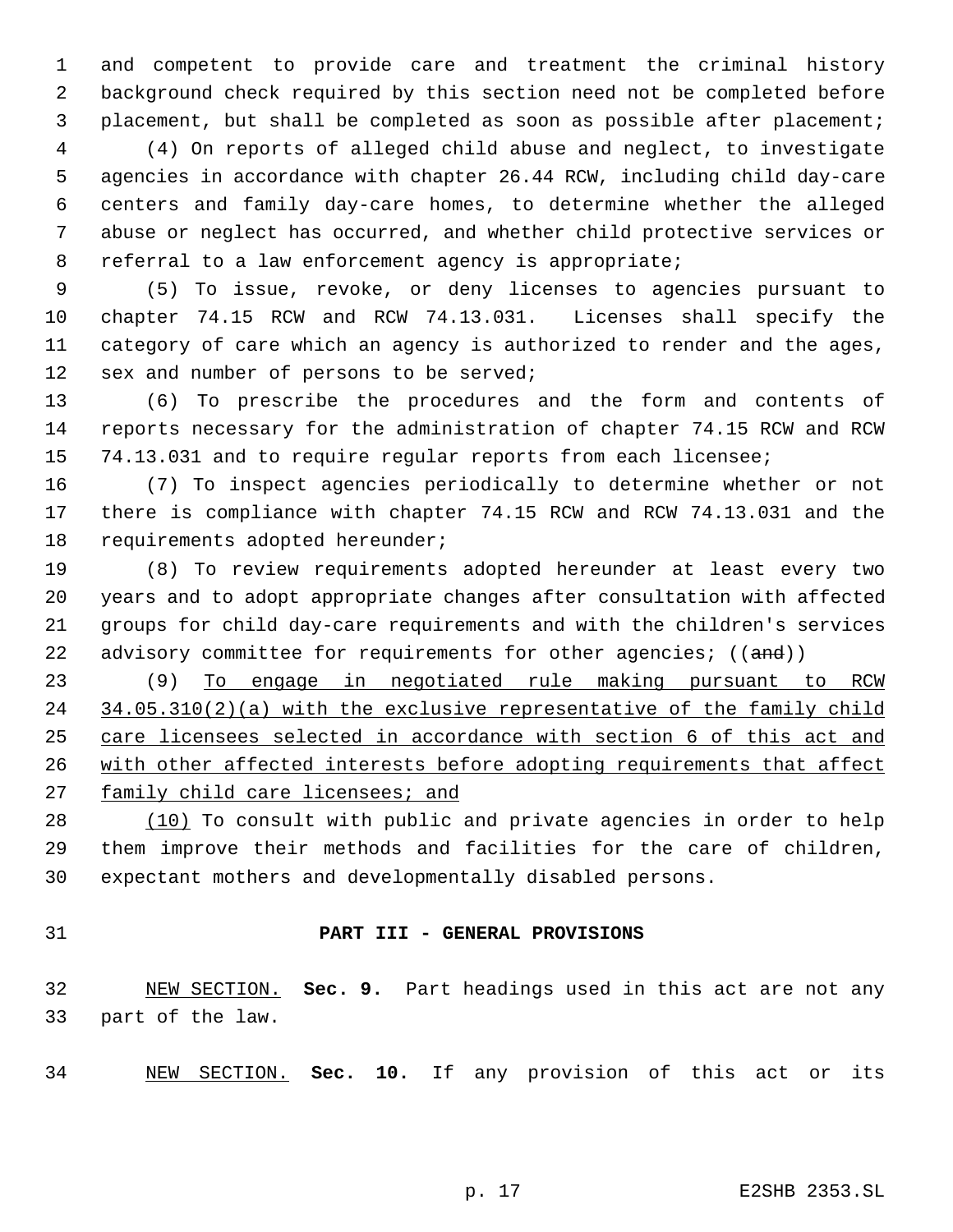and competent to provide care and treatment the criminal history background check required by this section need not be completed before placement, but shall be completed as soon as possible after placement;

(4) On reports of alleged child abuse and neglect, to investigate agencies in accordance with chapter 26.44 RCW, including child day-care centers and family day-care homes, to determine whether the alleged abuse or neglect has occurred, and whether child protective services or referral to a law enforcement agency is appropriate;

(5) To issue, revoke, or deny licenses to agencies pursuant to chapter 74.15 RCW and RCW 74.13.031. Licenses shall specify the category of care which an agency is authorized to render and the ages, sex and number of persons to be served;

(6) To prescribe the procedures and the form and contents of reports necessary for the administration of chapter 74.15 RCW and RCW 74.13.031 and to require regular reports from each licensee;

(7) To inspect agencies periodically to determine whether or not there is compliance with chapter 74.15 RCW and RCW 74.13.031 and the requirements adopted hereunder;

(8) To review requirements adopted hereunder at least every two years and to adopt appropriate changes after consultation with affected groups for child day-care requirements and with the children's services advisory committee for requirements for other agencies; ((~~and~~))

(9) <u>To engage in negotiated rule making pursuant to RCW 34.05.310(2)(a) with the exclusive representative of the family child care licensees selected in accordance with section 6 of this act and with other affected interests before adopting requirements that affect family child care licensees; and</u>

<u>(10)</u> To consult with public and private agencies in order to help them improve their methods and facilities for the care of children, expectant mothers and developmentally disabled persons.

## PART III - GENERAL PROVISIONS

<u>NEW SECTION.</u> **Sec. 9.** Part headings used in this act are not any part of the law.

<u>NEW SECTION.</u> **Sec. 10.** If any provision of this act or its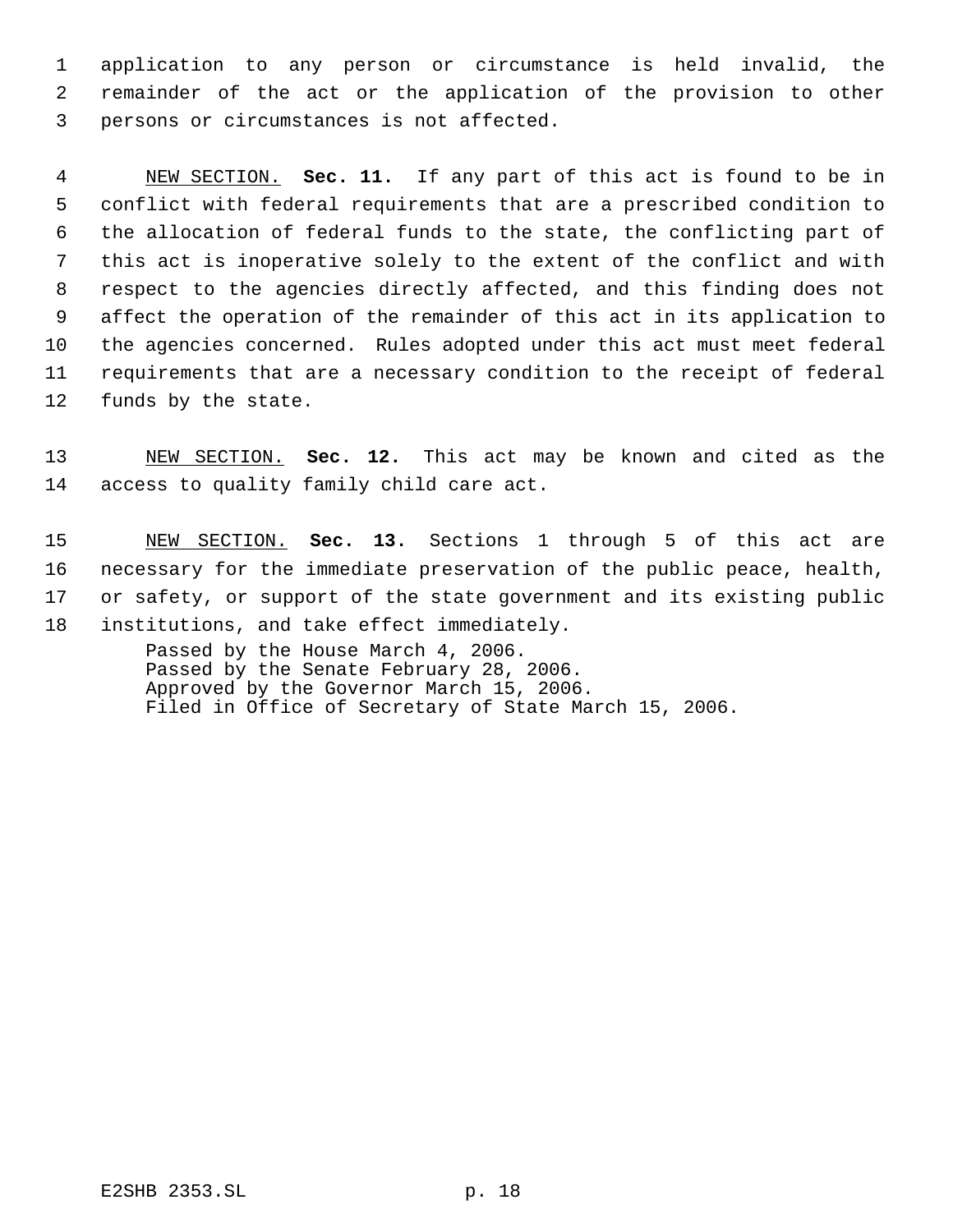application to any person or circumstance is held invalid, the remainder of the act or the application of the provision to other persons or circumstances is not affected.

NEW SECTION. **Sec. 11.** If any part of this act is found to be in conflict with federal requirements that are a prescribed condition to the allocation of federal funds to the state, the conflicting part of this act is inoperative solely to the extent of the conflict and with respect to the agencies directly affected, and this finding does not affect the operation of the remainder of this act in its application to the agencies concerned. Rules adopted under this act must meet federal requirements that are a necessary condition to the receipt of federal funds by the state.

NEW SECTION. **Sec. 12.** This act may be known and cited as the access to quality family child care act.

NEW SECTION. **Sec. 13.** Sections 1 through 5 of this act are necessary for the immediate preservation of the public peace, health, or safety, or support of the state government and its existing public institutions, and take effect immediately.

Passed by the House March 4, 2006.
Passed by the Senate February 28, 2006.
Approved by the Governor March 15, 2006.
Filed in Office of Secretary of State March 15, 2006.